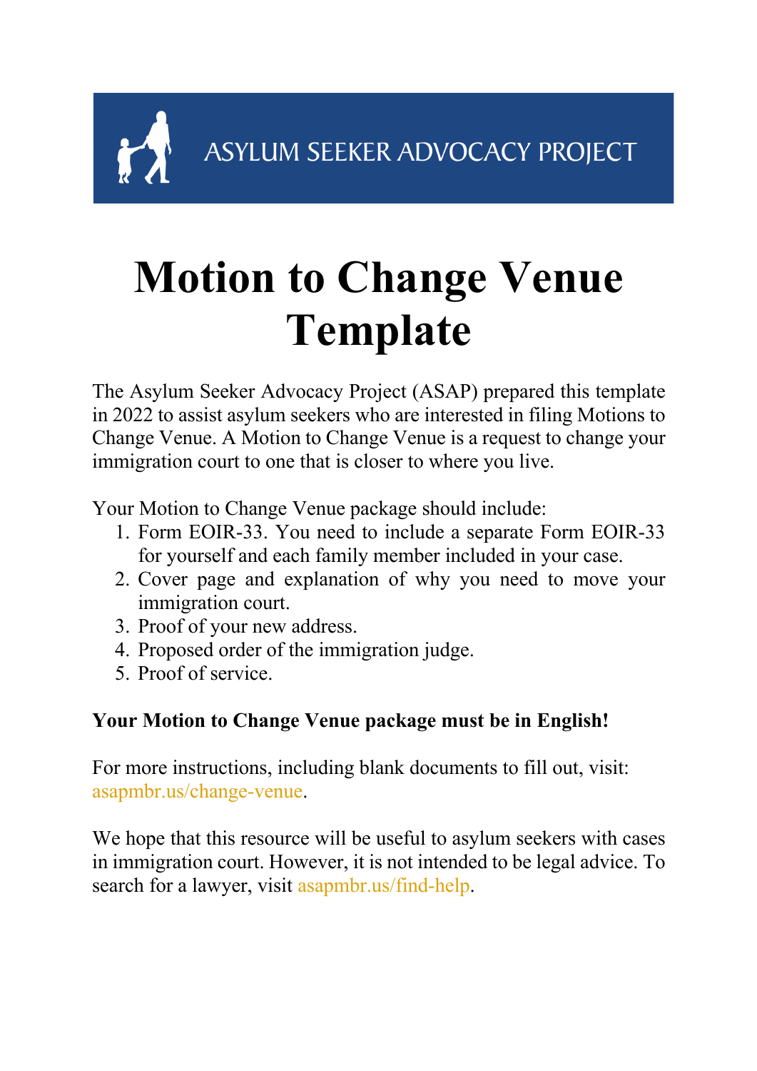ASYLUM SEEKER ADVOCACY PROJECT

# Motion to Change Venue Template

The Asylum Seeker Advocacy Project (ASAP) prepared this template in 2022 to assist asylum seekers who are interested in filing Motions to Change Venue. A Motion to Change Venue is a request to change your immigration court to one that is closer to where you live.

Your Motion to Change Venue package should include:

1. Form EOIR-33. You need to include a separate Form EOIR-33 for yourself and each family member included in your case.
2. Cover page and explanation of why you need to move your immigration court.
3. Proof of your new address.
4. Proposed order of the immigration judge.
5. Proof of service.

**Your Motion to Change Venue package must be in English!**

For more instructions, including blank documents to fill out, visit: asapmbr.us/change-venue.

We hope that this resource will be useful to asylum seekers with cases in immigration court. However, it is not intended to be legal advice. To search for a lawyer, visit asapmbr.us/find-help.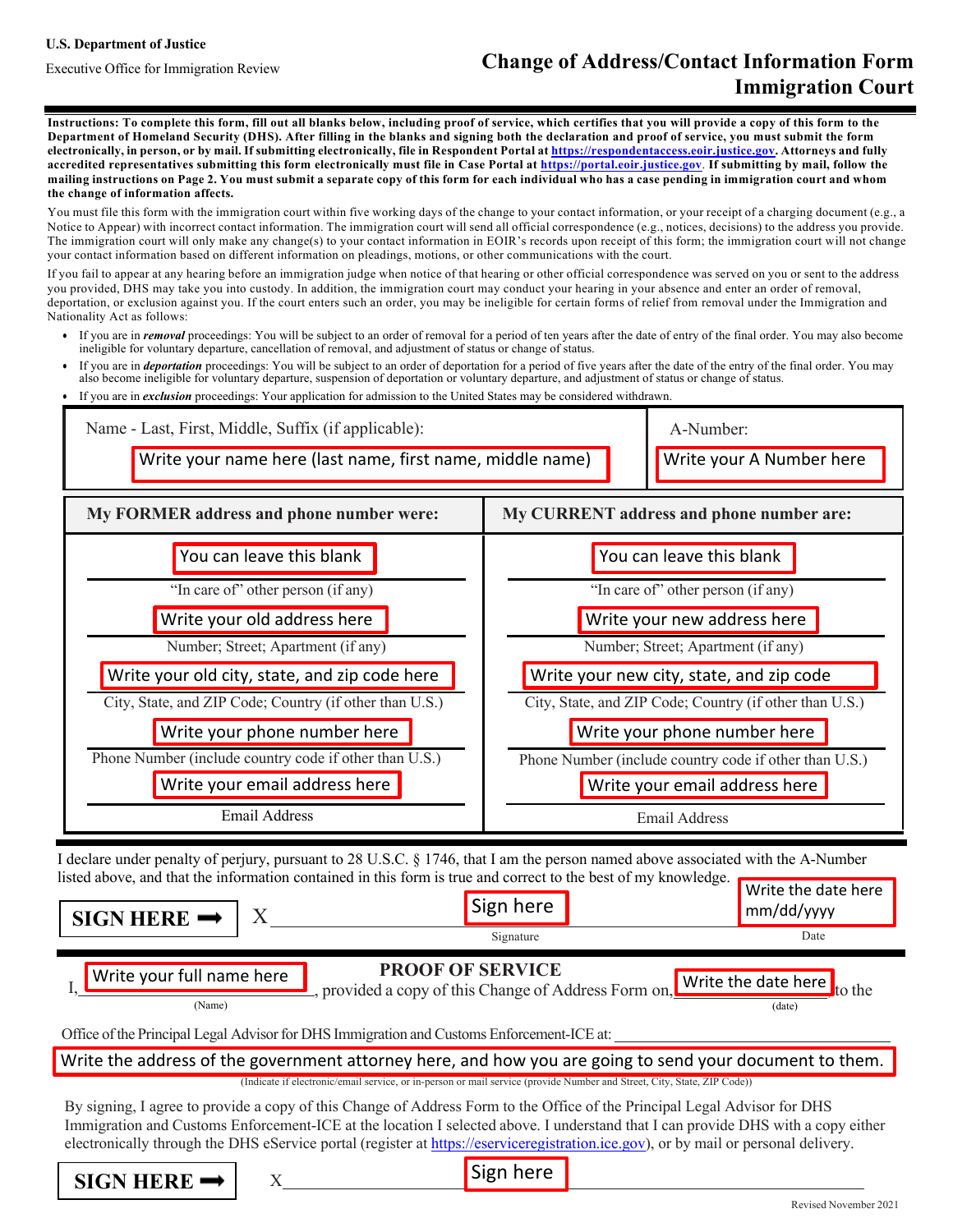**U.S. Department of Justice**

Executive Office for Immigration Review

# Change of Address/Contact Information Form Immigration Court

**Instructions: To complete this form, fill out all blanks below, including proof of service, which certifies that you will provide a copy of this form to the Department of Homeland Security (DHS). After filling in the blanks and signing both the declaration and proof of service, you must submit the form electronically, in person, or by mail. If submitting electronically, file in Respondent Portal at https://respondentaccess.eoir.justice.gov. Attorneys and fully accredited representatives submitting this form electronically must file in Case Portal at https://portal.eoir.justice.gov. If submitting by mail, follow the mailing instructions on Page 2. You must submit a separate copy of this form for each individual who has a case pending in immigration court and whom the change of information affects.**

You must file this form with the immigration court within five working days of the change to your contact information, or your receipt of a charging document (e.g., a Notice to Appear) with incorrect contact information. The immigration court will send all official correspondence (e.g., notices, decisions) to the address you provide. The immigration court will only make any change(s) to your contact information in EOIR's records upon receipt of this form; the immigration court will not change your contact information based on different information on pleadings, motions, or other communications with the court.

If you fail to appear at any hearing before an immigration judge when notice of that hearing or other official correspondence was served on you or sent to the address you provided, DHS may take you into custody. In addition, the immigration court may conduct your hearing in your absence and enter an order of removal, deportation, or exclusion against you. If the court enters such an order, you may be ineligible for certain forms of relief from removal under the Immigration and Nationality Act as follows:

- If you are in ***removal*** proceedings: You will be subject to an order of removal for a period of ten years after the date of entry of the final order. You may also become ineligible for voluntary departure, cancellation of removal, and adjustment of status or change of status.
- If you are in ***deportation*** proceedings: You will be subject to an order of deportation for a period of five years after the date of the entry of the final order. You may also become ineligible for voluntary departure, suspension of deportation or voluntary departure, and adjustment of status or change of status.
- If you are in ***exclusion*** proceedings: Your application for admission to the United States may be considered withdrawn.

| Name - Last, First, Middle, Suffix (if applicable): | A-Number: |
|---|---|
| Write your name here (last name, first name, middle name) | Write your A Number here |

| My FORMER address and phone number were: | My CURRENT address and phone number are: |
|---|---|
| You can leave this blank | You can leave this blank |
| "In care of" other person (if any) | "In care of" other person (if any) |
| Write your old address here | Write your new address here |
| Number; Street; Apartment (if any) | Number; Street; Apartment (if any) |
| Write your old city, state, and zip code here | Write your new city, state, and zip code |
| City, State, and ZIP Code; Country (if other than U.S.) | City, State, and ZIP Code; Country (if other than U.S.) |
| Write your phone number here | Write your phone number here |
| Phone Number (include country code if other than U.S.) | Phone Number (include country code if other than U.S.) |
| Write your email address here | Write your email address here |
| Email Address | Email Address |

I declare under penalty of perjury, pursuant to 28 U.S.C. § 1746, that I am the person named above associated with the A-Number listed above, and that the information contained in this form is true and correct to the best of my knowledge.

**SIGN HERE ➡** X Sign here (Signature) — Write the date here mm/dd/yyyy (Date)

## PROOF OF SERVICE

I, Write your full name here (Name), provided a copy of this Change of Address Form on, Write the date here (date) to the Office of the Principal Legal Advisor for DHS Immigration and Customs Enforcement-ICE at:

Write the address of the government attorney here, and how you are going to send your document to them.

(Indicate if electronic/email service, or in-person or mail service (provide Number and Street, City, State, ZIP Code))

By signing, I agree to provide a copy of this Change of Address Form to the Office of the Principal Legal Advisor for DHS Immigration and Customs Enforcement-ICE at the location I selected above. I understand that I can provide DHS with a copy either electronically through the DHS eService portal (register at https://eserviceregistration.ice.gov), or by mail or personal delivery.

**SIGN HERE ➡** X Sign here

Revised November 2021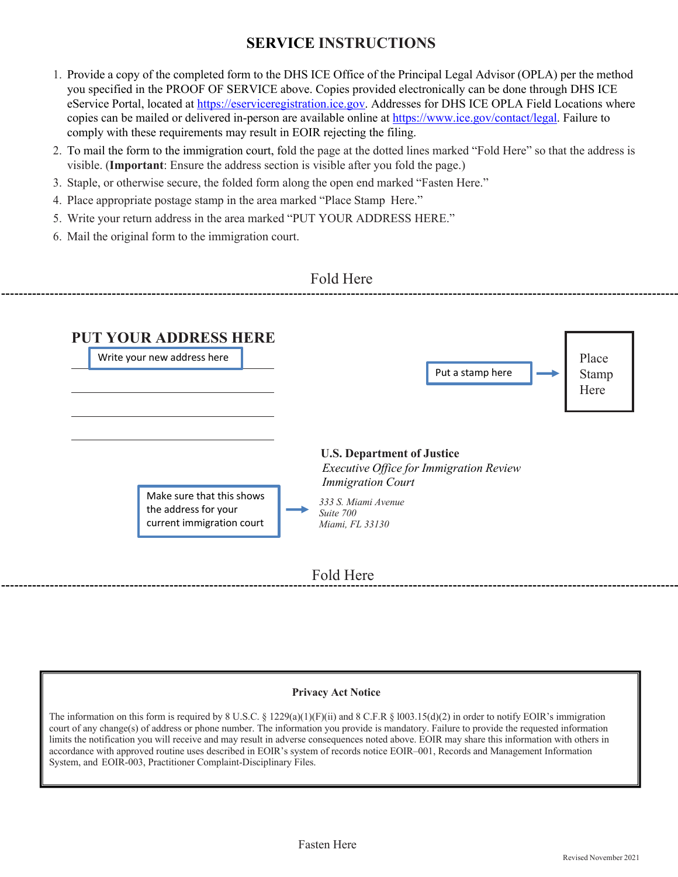## SERVICE INSTRUCTIONS

1. Provide a copy of the completed form to the DHS ICE Office of the Principal Legal Advisor (OPLA) per the method you specified in the PROOF OF SERVICE above. Copies provided electronically can be done through DHS ICE eService Portal, located at https://eserviceregistration.ice.gov. Addresses for DHS ICE OPLA Field Locations where copies can be mailed or delivered in-person are available online at https://www.ice.gov/contact/legal. Failure to comply with these requirements may result in EOIR rejecting the filing.
2. To mail the form to the immigration court, fold the page at the dotted lines marked "Fold Here" so that the address is visible. (**Important**: Ensure the address section is visible after you fold the page.)
3. Staple, or otherwise secure, the folded form along the open end marked "Fasten Here."
4. Place appropriate postage stamp in the area marked "Place Stamp Here."
5. Write your return address in the area marked "PUT YOUR ADDRESS HERE."
6. Mail the original form to the immigration court.

Fold Here

---

**PUT YOUR ADDRESS HERE**

Write your new address here

\_\_\_\_\_\_\_\_\_\_\_\_\_\_\_\_\_\_\_\_\_\_\_\_\_\_\_\_\_\_

\_\_\_\_\_\_\_\_\_\_\_\_\_\_\_\_\_\_\_\_\_\_\_\_\_\_\_\_\_\_

\_\_\_\_\_\_\_\_\_\_\_\_\_\_\_\_\_\_\_\_\_\_\_\_\_\_\_\_\_\_

\_\_\_\_\_\_\_\_\_\_\_\_\_\_\_\_\_\_\_\_\_\_\_\_\_\_\_\_\_\_

Put a stamp here →

Place Stamp Here

Make sure that this shows the address for your current immigration court →

**U.S. Department of Justice**
*Executive Office for Immigration Review*
*Immigration Court*

*333 S. Miami Avenue*
*Suite 700*
*Miami, FL 33130*

Fold Here

---

**Privacy Act Notice**

The information on this form is required by 8 U.S.C. § 1229(a)(1)(F)(ii) and 8 C.F.R § 1003.15(d)(2) in order to notify EOIR's immigration court of any change(s) of address or phone number. The information you provide is mandatory. Failure to provide the requested information limits the notification you will receive and may result in adverse consequences noted above. EOIR may share this information with others in accordance with approved routine uses described in EOIR's system of records notice EOIR–001, Records and Management Information System, and EOIR-003, Practitioner Complaint-Disciplinary Files.

Fasten Here

Revised November 2021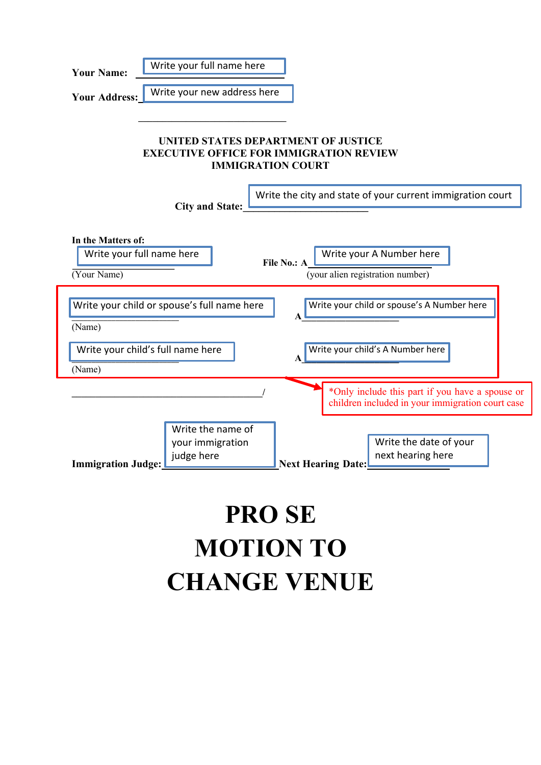**Your Name:** Write your full name here

**Your Address:** Write your new address here

______________________________

**UNITED STATES DEPARTMENT OF JUSTICE**
**EXECUTIVE OFFICE FOR IMMIGRATION REVIEW**
**IMMIGRATION COURT**

**City and State:** Write the city and state of your current immigration court

**In the Matters of:**

Write your full name here
(Your Name)

**File No.: A** Write your A Number here
(your alien registration number)

Write your child or spouse's full name here
(Name)

A Write your child or spouse's A Number here

Write your child's full name here
(Name)

A Write your child's A Number here

*Only include this part if you have a spouse or children included in your immigration court case

_______________________________________/

**Immigration Judge:** Write the name of your immigration judge here **Next Hearing Date:** Write the date of your next hearing here

# PRO SE
# MOTION TO
# CHANGE VENUE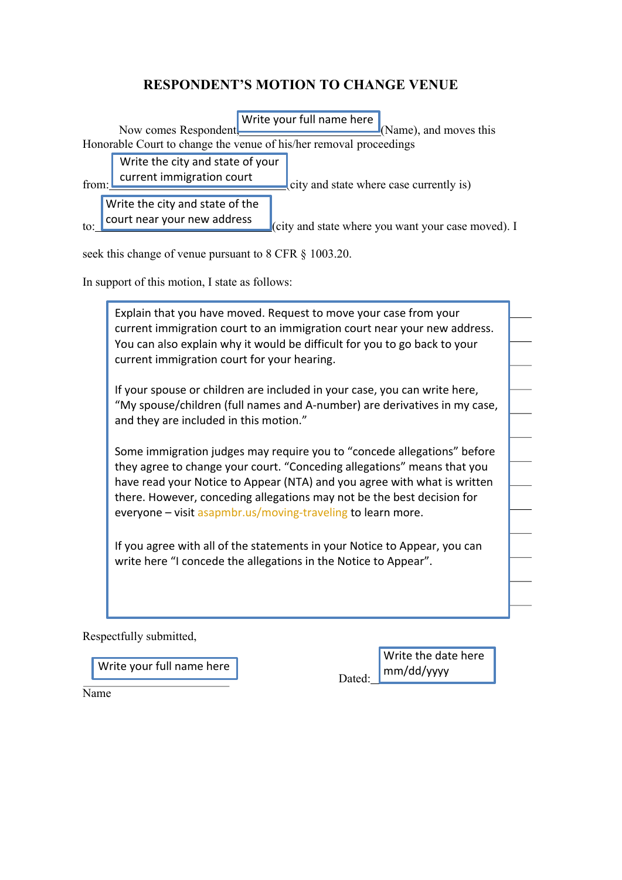# RESPONDENT'S MOTION TO CHANGE VENUE

Now comes Respondent [Write your full name here] (Name), and moves this Honorable Court to change the venue of his/her removal proceedings

from: [Write the city and state of your current immigration court] (city and state where case currently is)

to: [Write the city and state of the court near your new address] (city and state where you want your case moved). I seek this change of venue pursuant to 8 CFR § 1003.20.

In support of this motion, I state as follows:

> Explain that you have moved. Request to move your case from your current immigration court to an immigration court near your new address. You can also explain why it would be difficult for you to go back to your current immigration court for your hearing.
>
> If your spouse or children are included in your case, you can write here, "My spouse/children (full names and A-number) are derivatives in my case, and they are included in this motion."
>
> Some immigration judges may require you to "concede allegations" before they agree to change your court. "Conceding allegations" means that you have read your Notice to Appear (NTA) and you agree with what is written there. However, conceding allegations may not be the best decision for everyone – visit asapmbr.us/moving-traveling to learn more.
>
> If you agree with all of the statements in your Notice to Appear, you can write here "I concede the allegations in the Notice to Appear".

Respectfully submitted,

[Write your full name here]
_______________________
Name

Dated: [Write the date here mm/dd/yyyy]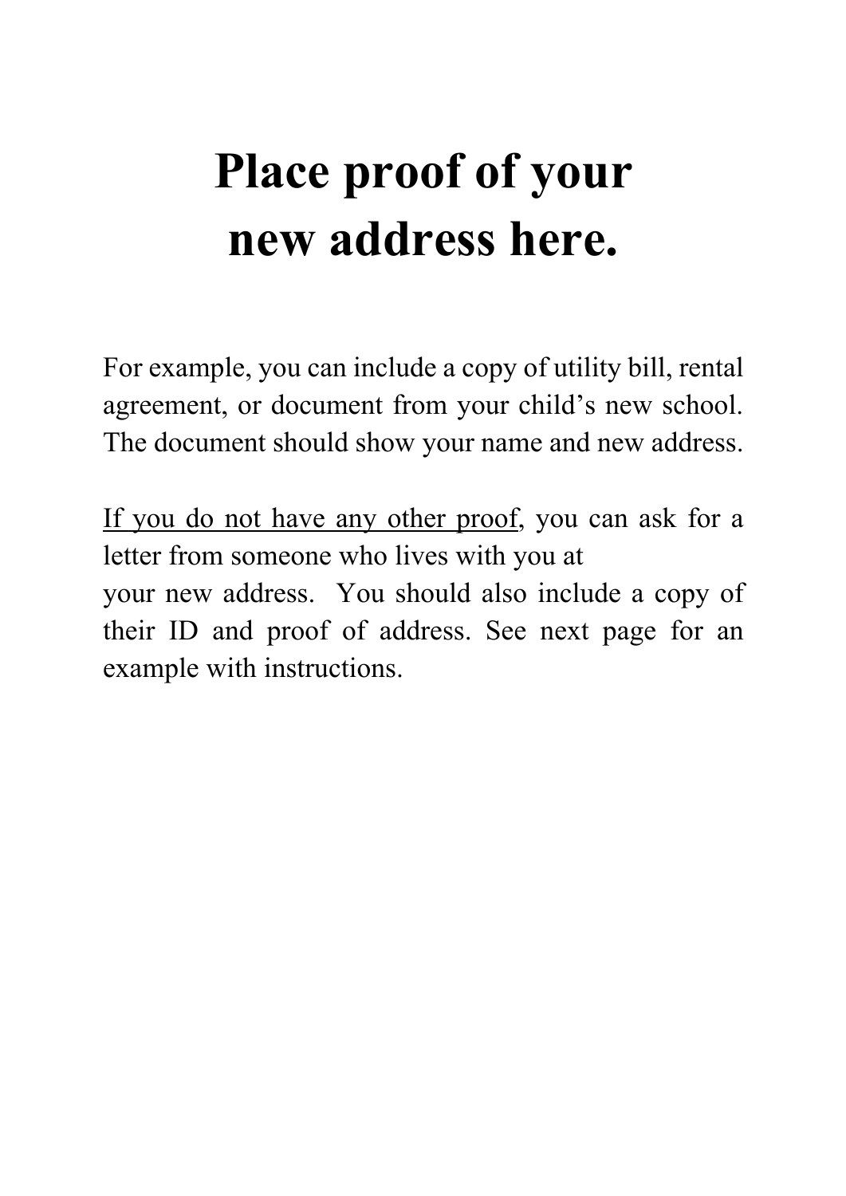# Place proof of your new address here.

For example, you can include a copy of utility bill, rental agreement, or document from your child's new school. The document should show your name and new address.

<u>If you do not have any other proof</u>, you can ask for a letter from someone who lives with you at your new address. You should also include a copy of their ID and proof of address. See next page for an example with instructions.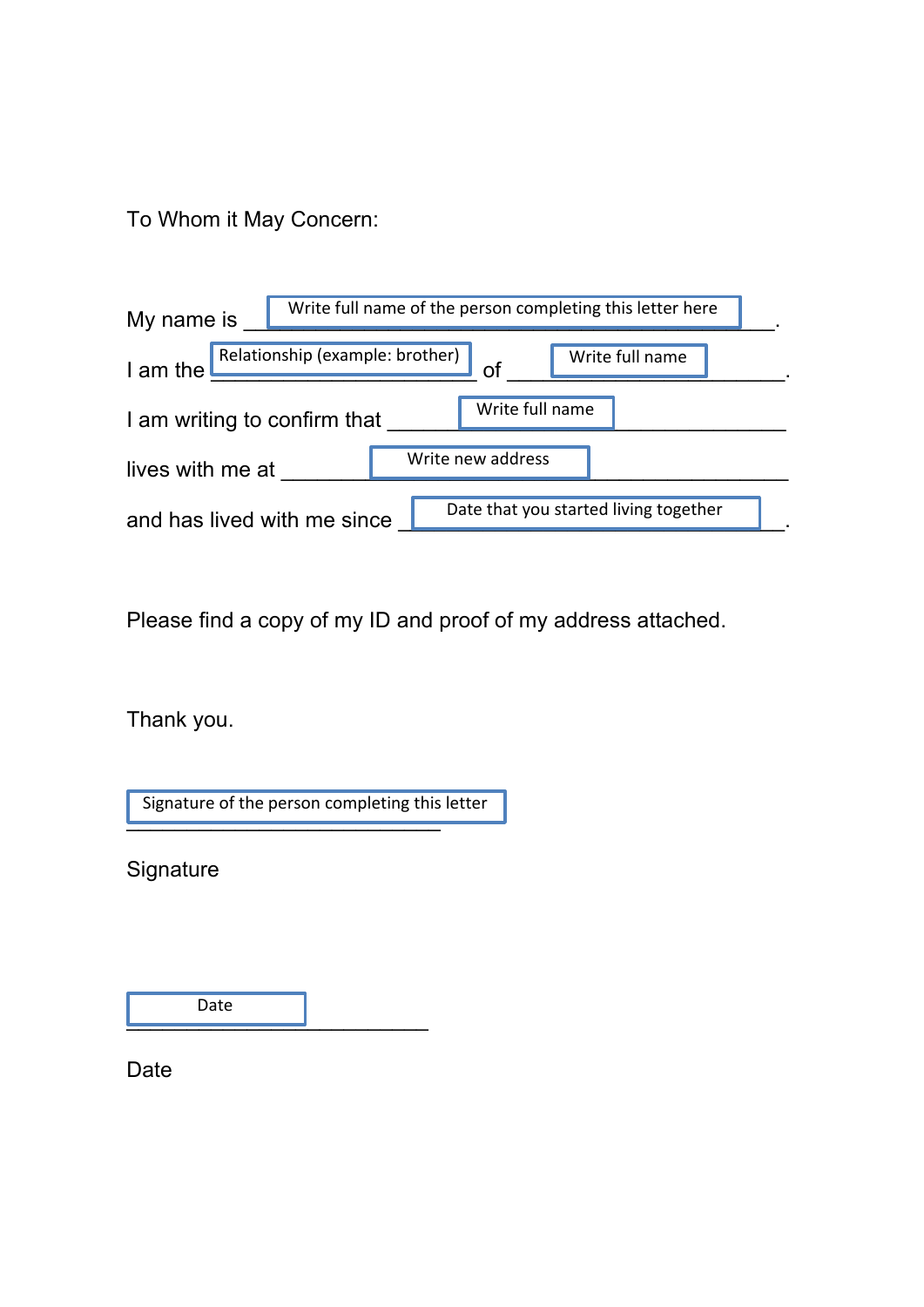To Whom it May Concern:

My name is \_\_\_[Write full name of the person completing this letter here]\_\_\_.

I am the \_\_\_[Relationship (example: brother)]\_\_\_ of \_\_\_[Write full name]\_\_\_.

I am writing to confirm that \_\_\_[Write full name]\_\_\_

lives with me at \_\_\_[Write new address]\_\_\_

and has lived with me since \_\_\_[Date that you started living together]\_\_\_.

Please find a copy of my ID and proof of my address attached.

Thank you.

[Signature of the person completing this letter]

\_\_\_\_\_\_\_\_\_\_\_\_\_\_\_\_\_\_\_\_\_\_\_\_\_\_\_\_\_\_

Signature

[Date]

\_\_\_\_\_\_\_\_\_\_\_\_\_\_\_\_\_\_\_\_\_\_\_\_\_\_\_\_\_\_

Date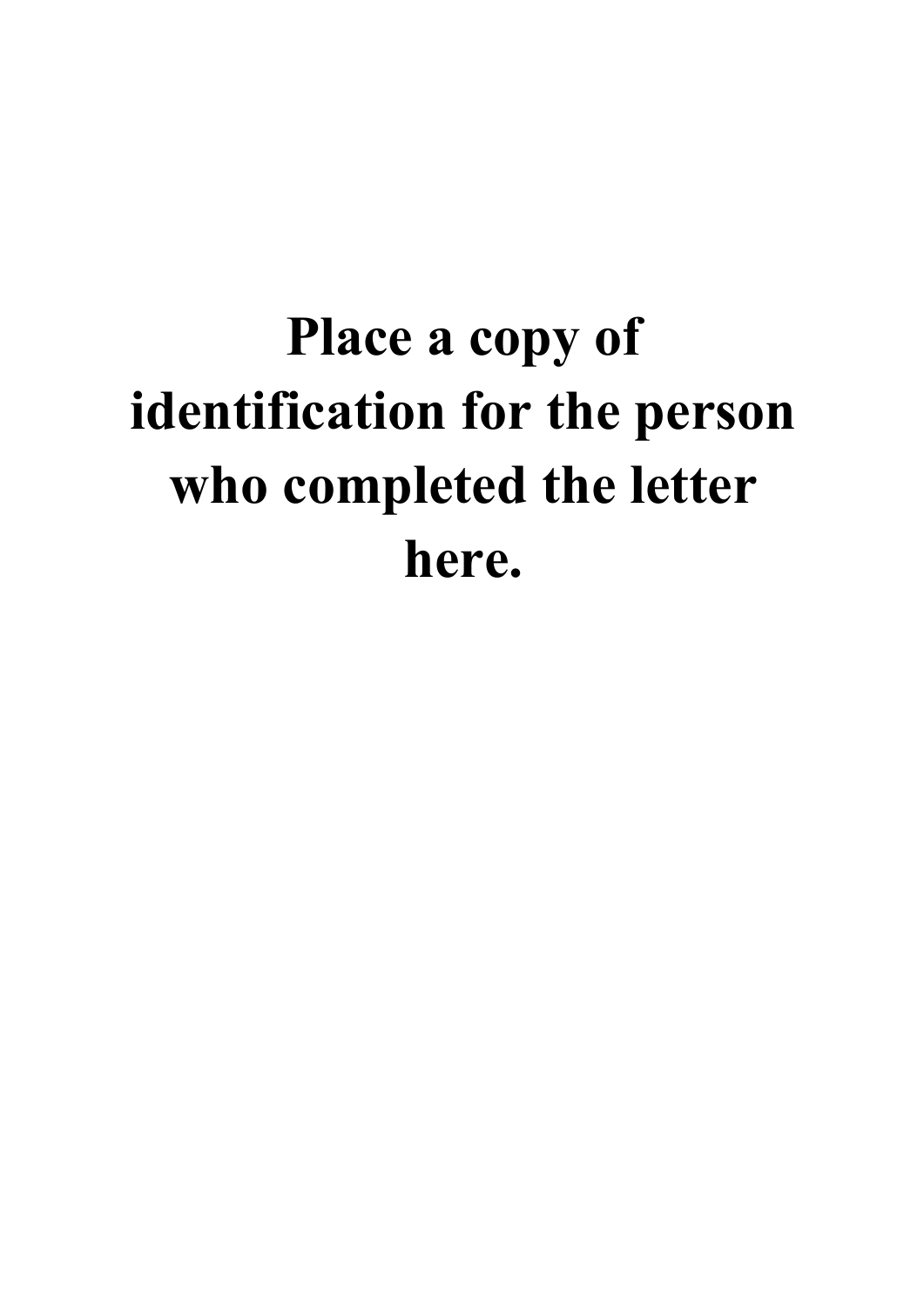**Place a copy of identification for the person who completed the letter here.**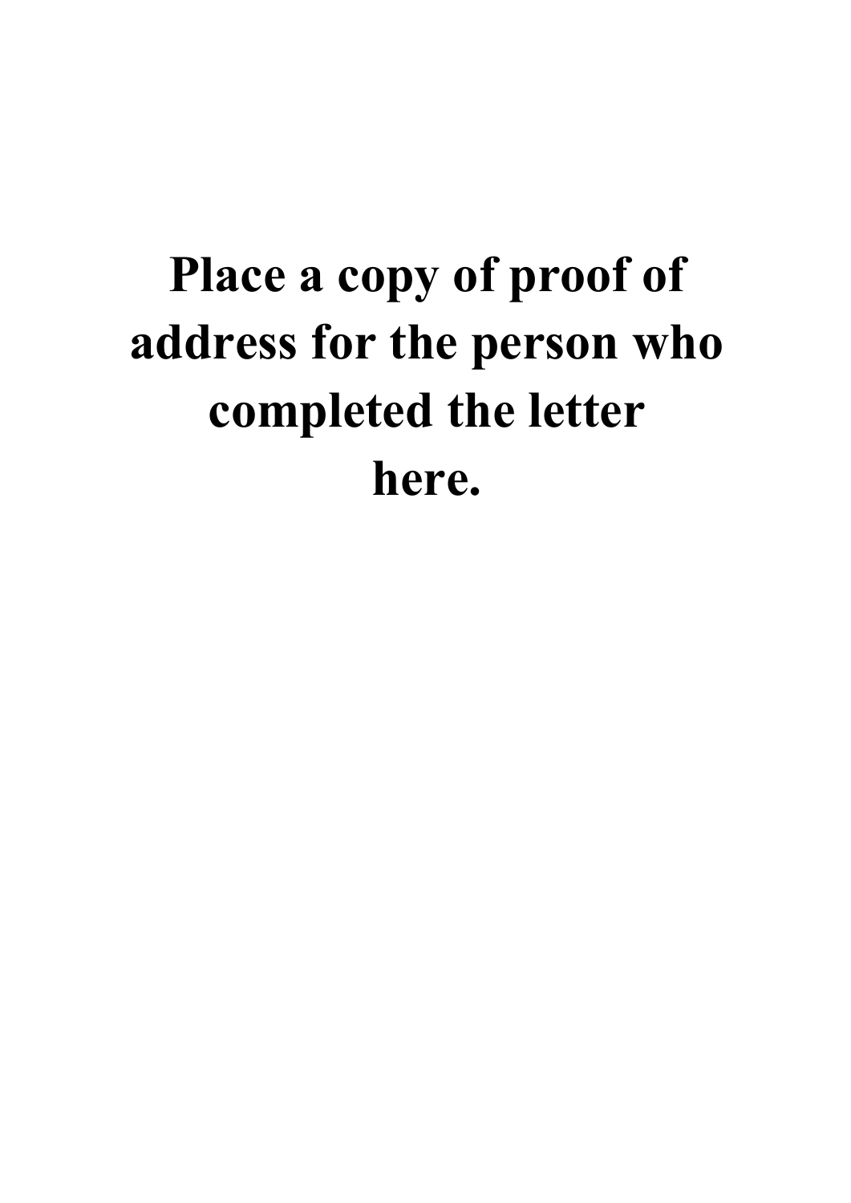**Place a copy of proof of address for the person who completed the letter here.**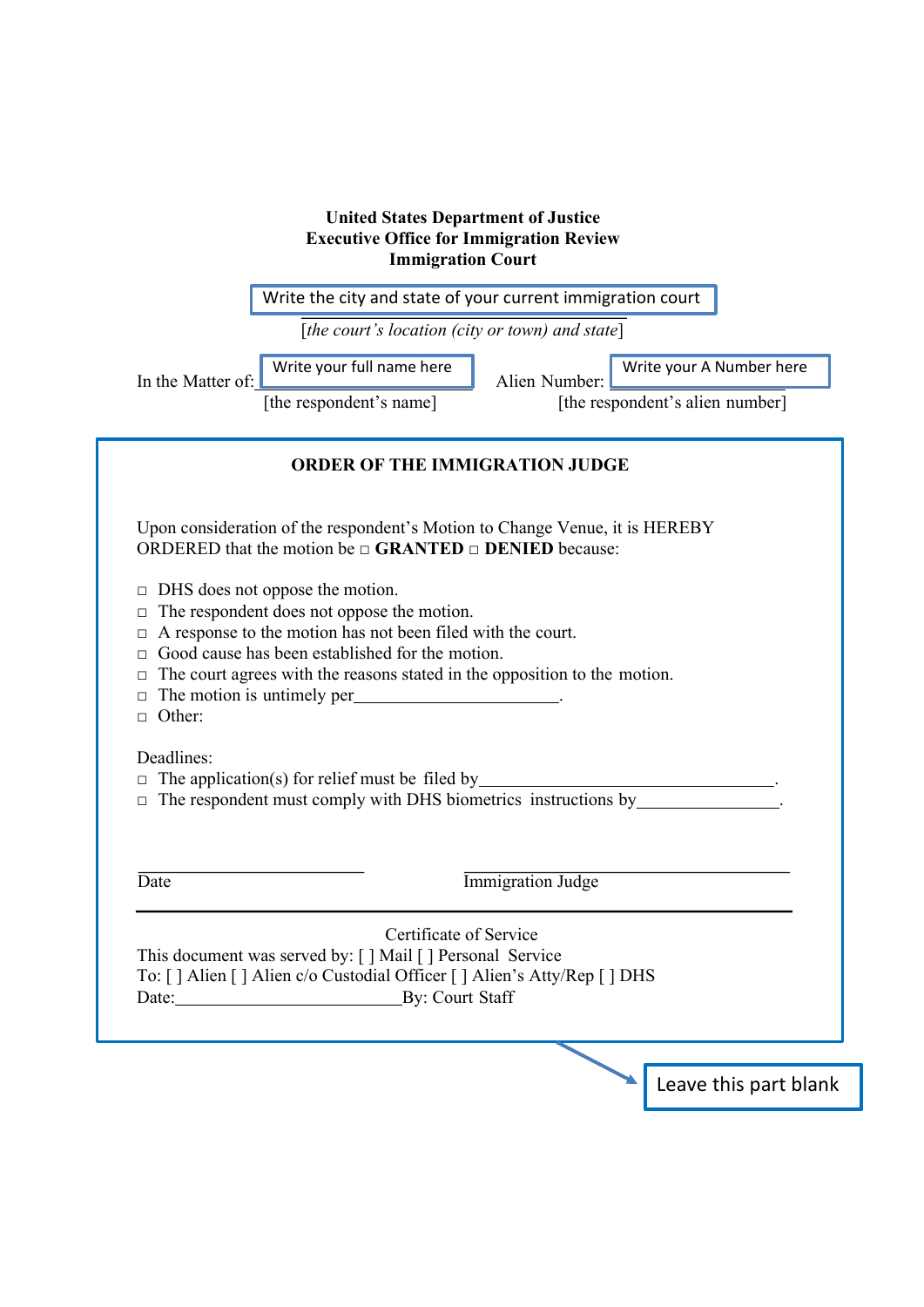**United States Department of Justice**
**Executive Office for Immigration Review**
**Immigration Court**

Write the city and state of your current immigration court

[*the court's location (city or town) and state*]

In the Matter of: Write your full name here
[the respondent's name]

Alien Number: Write your A Number here
[the respondent's alien number]

**ORDER OF THE IMMIGRATION JUDGE**

Upon consideration of the respondent's Motion to Change Venue, it is HEREBY ORDERED that the motion be □ **GRANTED** □ **DENIED** because:

□ DHS does not oppose the motion.
□ The respondent does not oppose the motion.
□ A response to the motion has not been filed with the court.
□ Good cause has been established for the motion.
□ The court agrees with the reasons stated in the opposition to the motion.
□ The motion is untimely per______________________.
□ Other:

Deadlines:
□ The application(s) for relief must be filed by__________________________________.
□ The respondent must comply with DHS biometrics instructions by________________.

_________________________ Date

_________________________ Immigration Judge

Certificate of Service
This document was served by: [ ] Mail [ ] Personal Service
To: [ ] Alien [ ] Alien c/o Custodial Officer [ ] Alien's Atty/Rep [ ] DHS
Date:_________________________By: Court Staff

Leave this part blank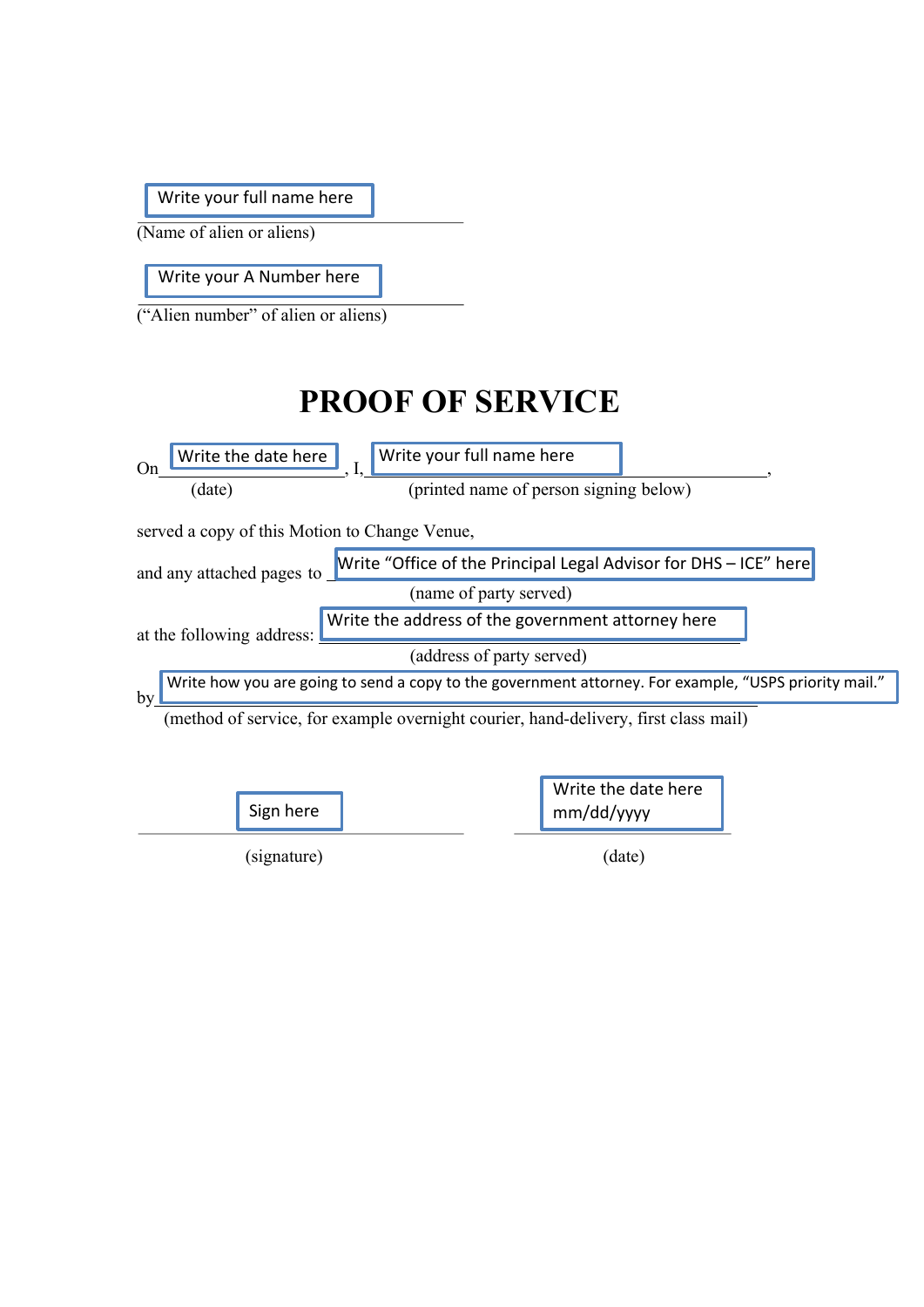Write your full name here

(Name of alien or aliens)

Write your A Number here

("Alien number" of alien or aliens)

# PROOF OF SERVICE

On Write the date here, I, Write your full name here,

(date) (printed name of person signing below)

served a copy of this Motion to Change Venue,

and any attached pages to Write "Office of the Principal Legal Advisor for DHS – ICE" here

(name of party served)

at the following address: Write the address of the government attorney here

(address of party served)

by Write how you are going to send a copy to the government attorney. For example, "USPS priority mail."

(method of service, for example overnight courier, hand-delivery, first class mail)

Sign here

(signature)

Write the date here mm/dd/yyyy

(date)